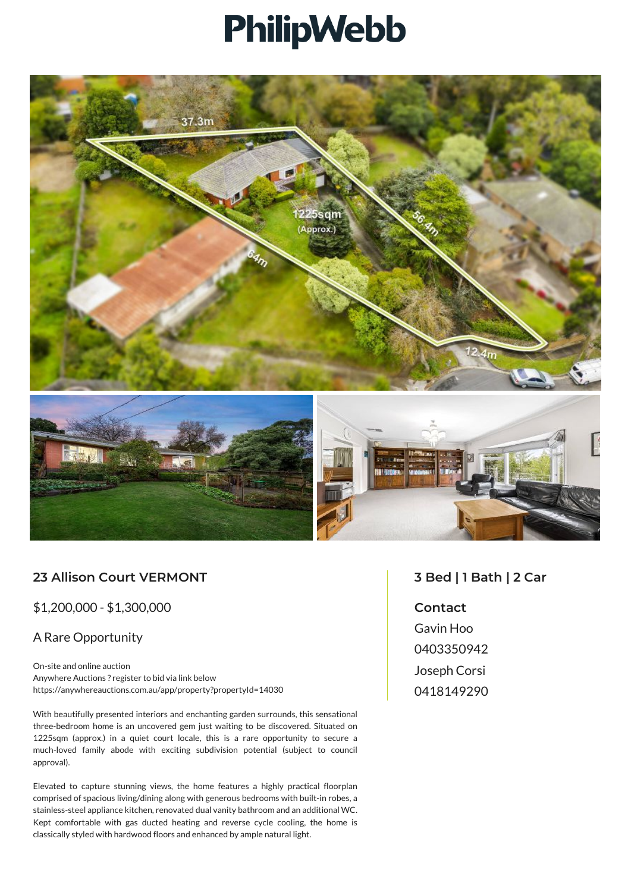# PhilipWebb

## 23 Allison Court VERMONT

$1,200,000 - $1,300,000

A Rare Opportunity

On-site and online auction
Anywhere Auctions ? register to bid via link below
https://anywhereauctions.com.au/app/property?propertyId=14030

With beautifully presented interiors and enchanting garden surrounds, this sensational three-bedroom home is an uncovered gem just waiting to be discovered. Situated on 1225sqm (approx.) in a quiet court locale, this is a rare opportunity to secure a much-loved family abode with exciting subdivision potential (subject to council approval).

Elevated to capture stunning views, the home features a highly practical floorplan comprised of spacious living/dining along with generous bedrooms with built-in robes, a stainless-steel appliance kitchen, renovated dual vanity bathroom and an additional WC. Kept comfortable with gas ducted heating and reverse cycle cooling, the home is classically styled with hardwood floors and enhanced by ample natural light.

## 3 Bed | 1 Bath | 2 Car

**Contact**

Gavin Hoo
0403350942
Joseph Corsi
0418149290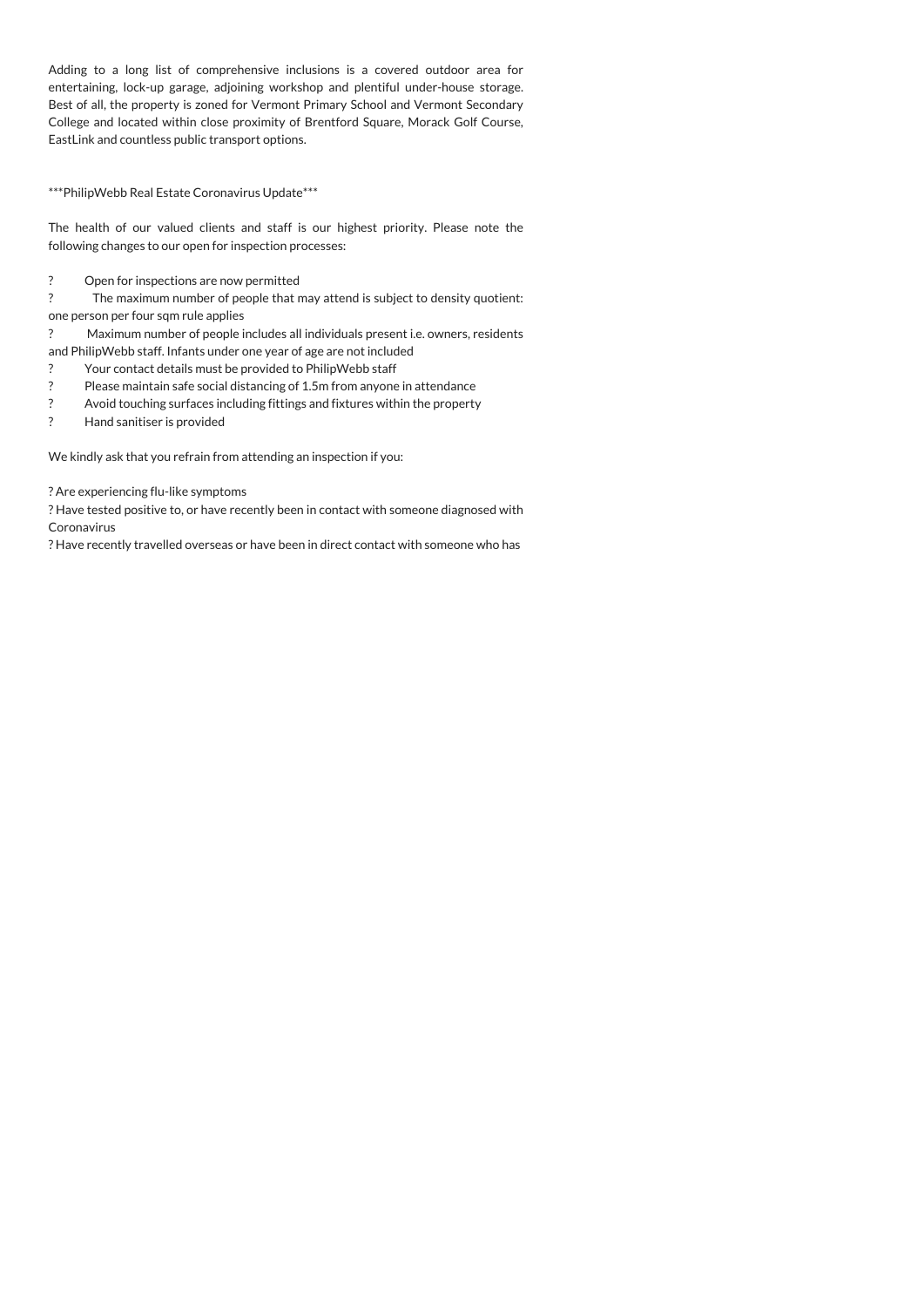Adding to a long list of comprehensive inclusions is a covered outdoor area for entertaining, lock-up garage, adjoining workshop and plentiful under-house storage. Best of all, the property is zoned for Vermont Primary School and Vermont Secondary College and located within close proximity of Brentford Square, Morack Golf Course, EastLink and countless public transport options.

***PhilipWebb Real Estate Coronavirus Update***

The health of our valued clients and staff is our highest priority. Please note the following changes to our open for inspection processes:

? Open for inspections are now permitted
? The maximum number of people that may attend is subject to density quotient: one person per four sqm rule applies
? Maximum number of people includes all individuals present i.e. owners, residents and PhilipWebb staff. Infants under one year of age are not included
? Your contact details must be provided to PhilipWebb staff
? Please maintain safe social distancing of 1.5m from anyone in attendance
? Avoid touching surfaces including fittings and fixtures within the property
? Hand sanitiser is provided

We kindly ask that you refrain from attending an inspection if you:

? Are experiencing flu-like symptoms
? Have tested positive to, or have recently been in contact with someone diagnosed with Coronavirus
? Have recently travelled overseas or have been in direct contact with someone who has